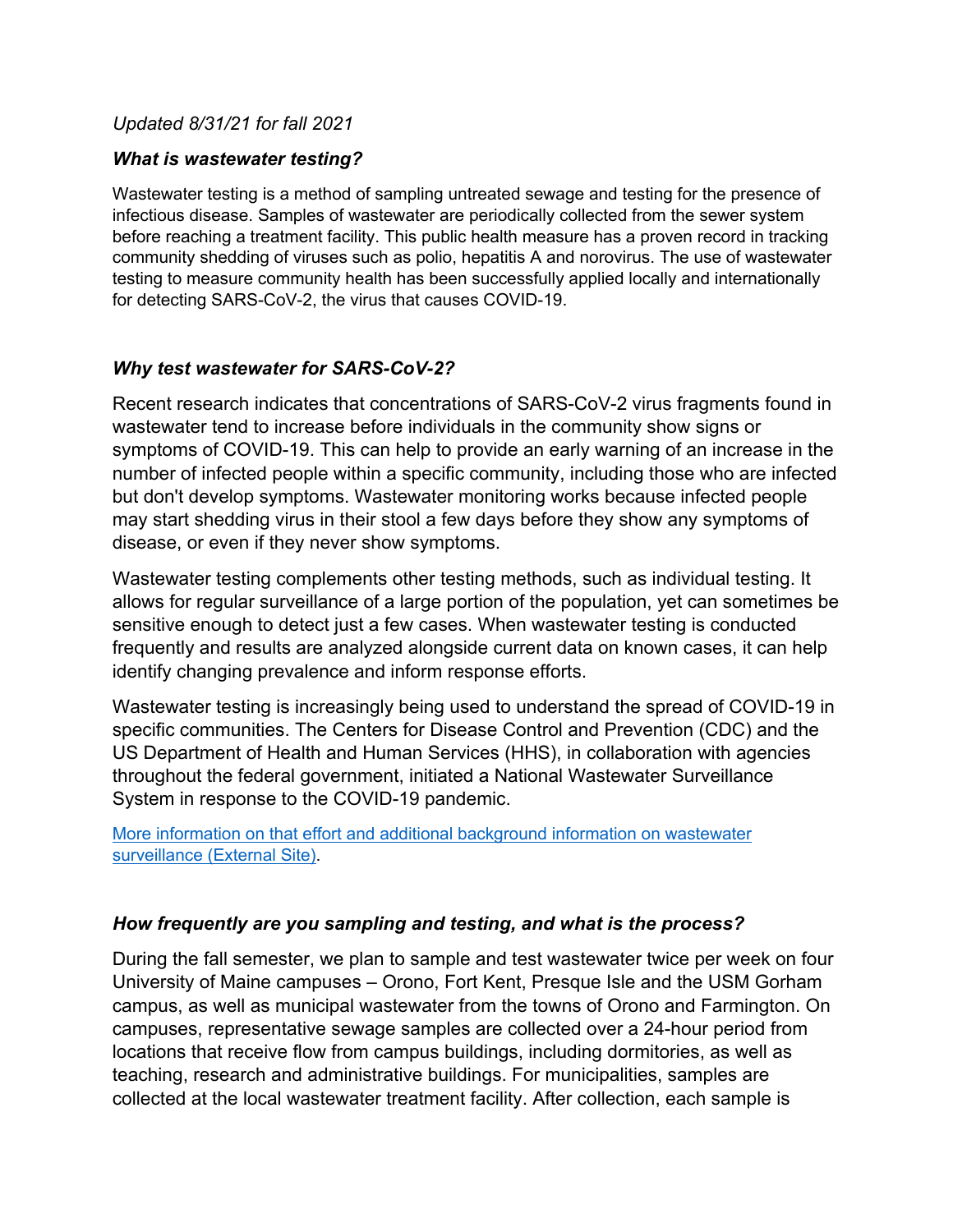*Updated 8/31/21 for fall 2021*

### *What is wastewater testing?*

Wastewater testing is a method of sampling untreated sewage and testing for the presence of infectious disease. Samples of wastewater are periodically collected from the sewer system before reaching a treatment facility. This public health measure has a proven record in tracking community shedding of viruses such as polio, hepatitis A and norovirus. The use of wastewater testing to measure community health has been successfully applied locally and internationally for detecting SARS-CoV-2, the virus that causes COVID-19.

### *Why test wastewater for SARS-CoV-2?*

Recent research indicates that concentrations of SARS-CoV-2 virus fragments found in wastewater tend to increase before individuals in the community show signs or symptoms of COVID-19. This can help to provide an early warning of an increase in the number of infected people within a specific community, including those who are infected but don't develop symptoms. Wastewater monitoring works because infected people may start shedding virus in their stool a few days before they show any symptoms of disease, or even if they never show symptoms.

Wastewater testing complements other testing methods, such as individual testing. It allows for regular surveillance of a large portion of the population, yet can sometimes be sensitive enough to detect just a few cases. When wastewater testing is conducted frequently and results are analyzed alongside current data on known cases, it can help identify changing prevalence and inform response efforts.

Wastewater testing is increasingly being used to understand the spread of COVID-19 in specific communities. The Centers for Disease Control and Prevention (CDC) and the US Department of Health and Human Services (HHS), in collaboration with agencies throughout the federal government, initiated a National Wastewater Surveillance System in response to the COVID-19 pandemic.

More information on that effort and additional background information on wastewater surveillance (External Site).

### *How frequently are you sampling and testing, and what is the process?*

During the fall semester, we plan to sample and test wastewater twice per week on four University of Maine campuses – Orono, Fort Kent, Presque Isle and the USM Gorham campus, as well as municipal wastewater from the towns of Orono and Farmington. On campuses, representative sewage samples are collected over a 24-hour period from locations that receive flow from campus buildings, including dormitories, as well as teaching, research and administrative buildings. For municipalities, samples are collected at the local wastewater treatment facility. After collection, each sample is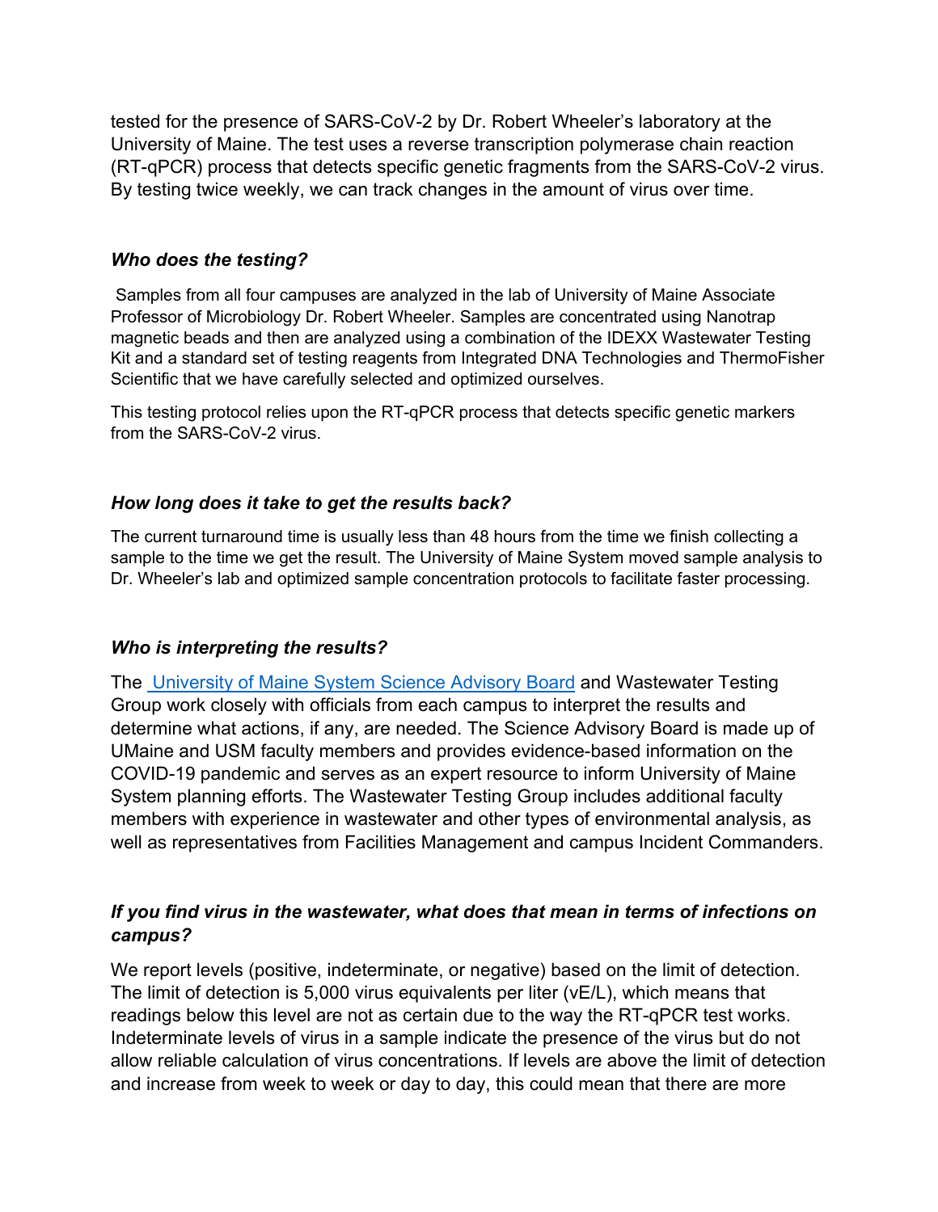tested for the presence of SARS-CoV-2 by Dr. Robert Wheeler's laboratory at the University of Maine. The test uses a reverse transcription polymerase chain reaction (RT-qPCR) process that detects specific genetic fragments from the SARS-CoV-2 virus. By testing twice weekly, we can track changes in the amount of virus over time.

### *Who does the testing?*

Samples from all four campuses are analyzed in the lab of University of Maine Associate Professor of Microbiology Dr. Robert Wheeler. Samples are concentrated using Nanotrap magnetic beads and then are analyzed using a combination of the IDEXX Wastewater Testing Kit and a standard set of testing reagents from Integrated DNA Technologies and ThermoFisher Scientific that we have carefully selected and optimized ourselves.

This testing protocol relies upon the RT-qPCR process that detects specific genetic markers from the SARS-CoV-2 virus.

### *How long does it take to get the results back?*

The current turnaround time is usually less than 48 hours from the time we finish collecting a sample to the time we get the result. The University of Maine System moved sample analysis to Dr. Wheeler's lab and optimized sample concentration protocols to facilitate faster processing.

### *Who is interpreting the results?*

The [University of Maine System Science Advisory Board]() and Wastewater Testing Group work closely with officials from each campus to interpret the results and determine what actions, if any, are needed. The Science Advisory Board is made up of UMaine and USM faculty members and provides evidence-based information on the COVID-19 pandemic and serves as an expert resource to inform University of Maine System planning efforts. The Wastewater Testing Group includes additional faculty members with experience in wastewater and other types of environmental analysis, as well as representatives from Facilities Management and campus Incident Commanders.

### *If you find virus in the wastewater, what does that mean in terms of infections on campus?*

We report levels (positive, indeterminate, or negative) based on the limit of detection. The limit of detection is 5,000 virus equivalents per liter (vE/L), which means that readings below this level are not as certain due to the way the RT-qPCR test works. Indeterminate levels of virus in a sample indicate the presence of the virus but do not allow reliable calculation of virus concentrations. If levels are above the limit of detection and increase from week to week or day to day, this could mean that there are more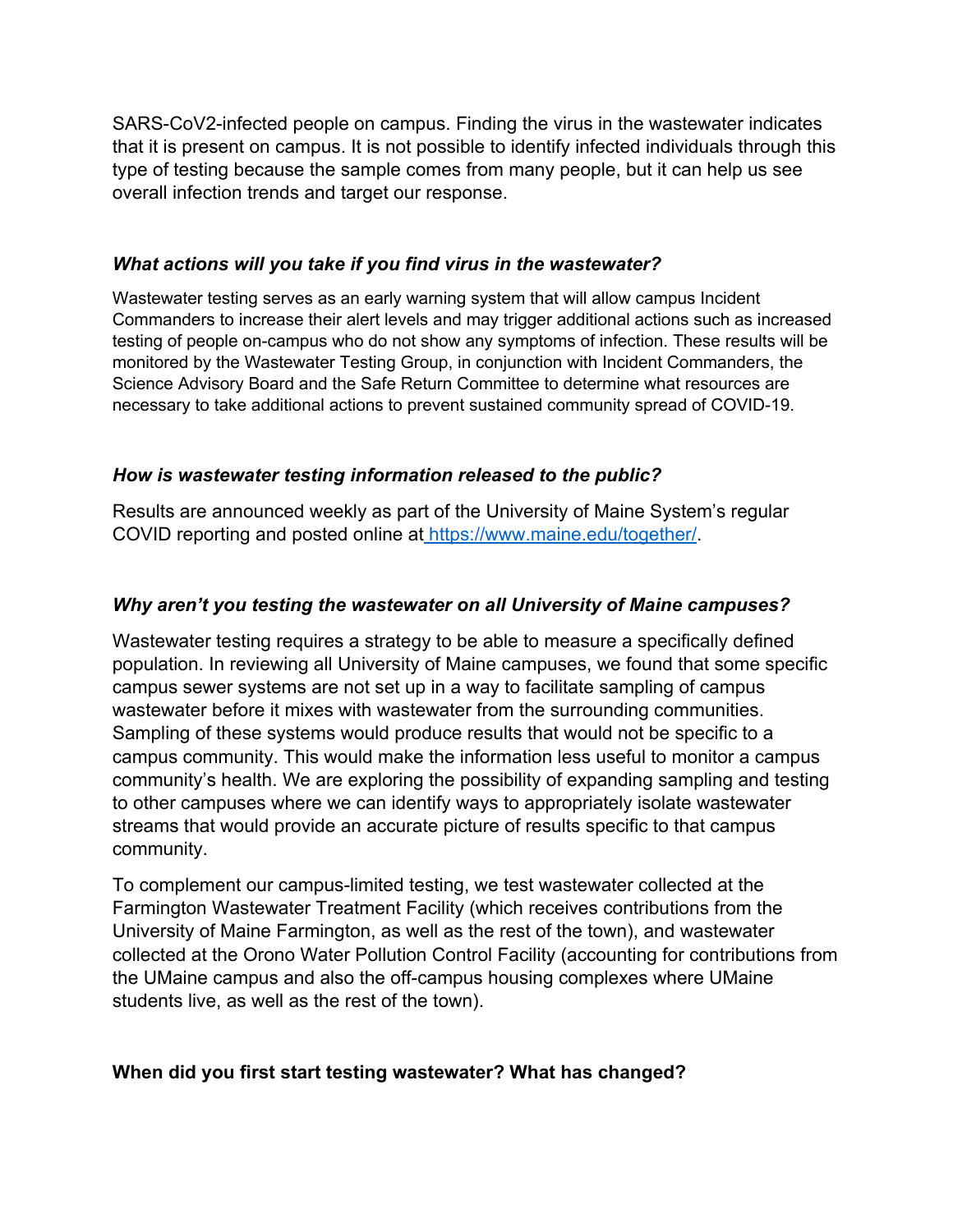SARS-CoV2-infected people on campus. Finding the virus in the wastewater indicates that it is present on campus. It is not possible to identify infected individuals through this type of testing because the sample comes from many people, but it can help us see overall infection trends and target our response.

### *What actions will you take if you find virus in the wastewater?*

Wastewater testing serves as an early warning system that will allow campus Incident Commanders to increase their alert levels and may trigger additional actions such as increased testing of people on-campus who do not show any symptoms of infection. These results will be monitored by the Wastewater Testing Group, in conjunction with Incident Commanders, the Science Advisory Board and the Safe Return Committee to determine what resources are necessary to take additional actions to prevent sustained community spread of COVID-19.

### *How is wastewater testing information released to the public?*

Results are announced weekly as part of the University of Maine System's regular COVID reporting and posted online at https://www.maine.edu/together/.

### *Why aren't you testing the wastewater on all University of Maine campuses?*

Wastewater testing requires a strategy to be able to measure a specifically defined population. In reviewing all University of Maine campuses, we found that some specific campus sewer systems are not set up in a way to facilitate sampling of campus wastewater before it mixes with wastewater from the surrounding communities. Sampling of these systems would produce results that would not be specific to a campus community. This would make the information less useful to monitor a campus community's health. We are exploring the possibility of expanding sampling and testing to other campuses where we can identify ways to appropriately isolate wastewater streams that would provide an accurate picture of results specific to that campus community.

To complement our campus-limited testing, we test wastewater collected at the Farmington Wastewater Treatment Facility (which receives contributions from the University of Maine Farmington, as well as the rest of the town), and wastewater collected at the Orono Water Pollution Control Facility (accounting for contributions from the UMaine campus and also the off-campus housing complexes where UMaine students live, as well as the rest of the town).

### **When did you first start testing wastewater? What has changed?**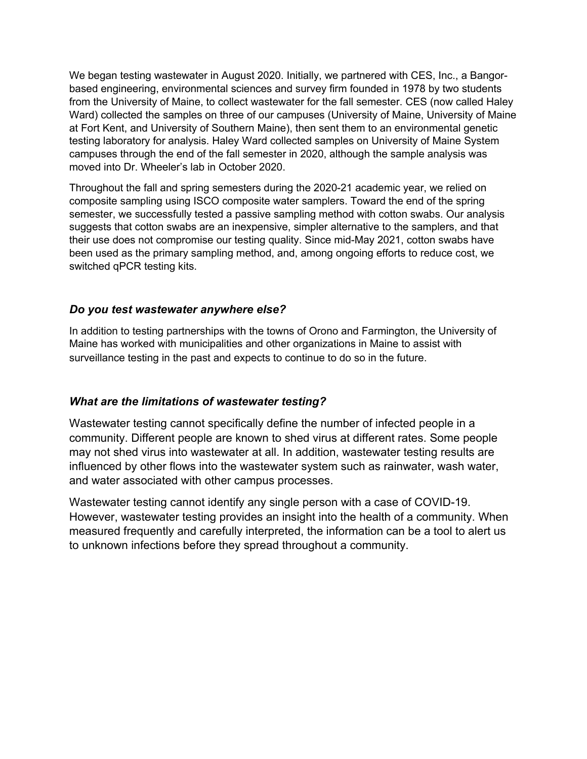We began testing wastewater in August 2020. Initially, we partnered with CES, Inc., a Bangor-based engineering, environmental sciences and survey firm founded in 1978 by two students from the University of Maine, to collect wastewater for the fall semester. CES (now called Haley Ward) collected the samples on three of our campuses (University of Maine, University of Maine at Fort Kent, and University of Southern Maine), then sent them to an environmental genetic testing laboratory for analysis. Haley Ward collected samples on University of Maine System campuses through the end of the fall semester in 2020, although the sample analysis was moved into Dr. Wheeler's lab in October 2020.

Throughout the fall and spring semesters during the 2020-21 academic year, we relied on composite sampling using ISCO composite water samplers. Toward the end of the spring semester, we successfully tested a passive sampling method with cotton swabs. Our analysis suggests that cotton swabs are an inexpensive, simpler alternative to the samplers, and that their use does not compromise our testing quality. Since mid-May 2021, cotton swabs have been used as the primary sampling method, and, among ongoing efforts to reduce cost, we switched qPCR testing kits.

### *Do you test wastewater anywhere else?*

In addition to testing partnerships with the towns of Orono and Farmington, the University of Maine has worked with municipalities and other organizations in Maine to assist with surveillance testing in the past and expects to continue to do so in the future.

### *What are the limitations of wastewater testing?*

Wastewater testing cannot specifically define the number of infected people in a community. Different people are known to shed virus at different rates. Some people may not shed virus into wastewater at all. In addition, wastewater testing results are influenced by other flows into the wastewater system such as rainwater, wash water, and water associated with other campus processes.

Wastewater testing cannot identify any single person with a case of COVID-19. However, wastewater testing provides an insight into the health of a community. When measured frequently and carefully interpreted, the information can be a tool to alert us to unknown infections before they spread throughout a community.